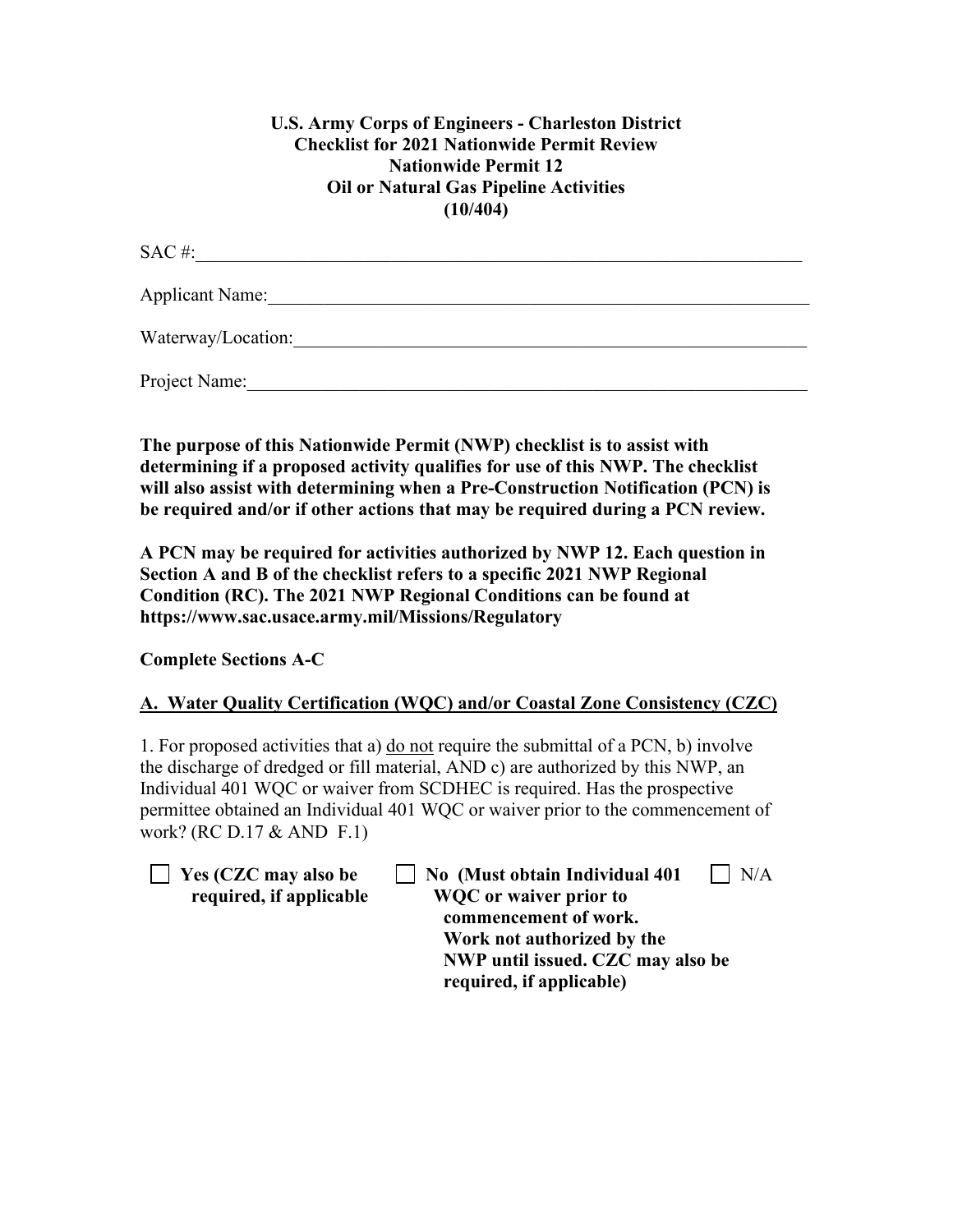**U.S. Army Corps of Engineers - Charleston District**
**Checklist for 2021 Nationwide Permit Review**
**Nationwide Permit 12**
**Oil or Natural Gas Pipeline Activities**
**(10/404)**

SAC #:______________________________________________________________________

Applicant Name:______________________________________________________________

Waterway/Location:___________________________________________________________

Project Name:________________________________________________________________

**The purpose of this Nationwide Permit (NWP) checklist is to assist with determining if a proposed activity qualifies for use of this NWP. The checklist will also assist with determining when a Pre-Construction Notification (PCN) is be required and/or if other actions that may be required during a PCN review.**

**A PCN may be required for activities authorized by NWP 12. Each question in Section A and B of the checklist refers to a specific 2021 NWP Regional Condition (RC). The 2021 NWP Regional Conditions can be found at https://www.sac.usace.army.mil/Missions/Regulatory**

**Complete Sections A-C**

## A. Water Quality Certification (WQC) and/or Coastal Zone Consistency (CZC)

1. For proposed activities that a) do not require the submittal of a PCN, b) involve the discharge of dredged or fill material, AND c) are authorized by this NWP, an Individual 401 WQC or waiver from SCDHEC is required. Has the prospective permittee obtained an Individual 401 WQC or waiver prior to the commencement of work? (RC D.17 & AND F.1)

☐ **Yes (CZC may also be required, if applicable**

☐ **No (Must obtain Individual 401 WQC or waiver prior to commencement of work. Work not authorized by the NWP until issued. CZC may also be required, if applicable)**

☐ N/A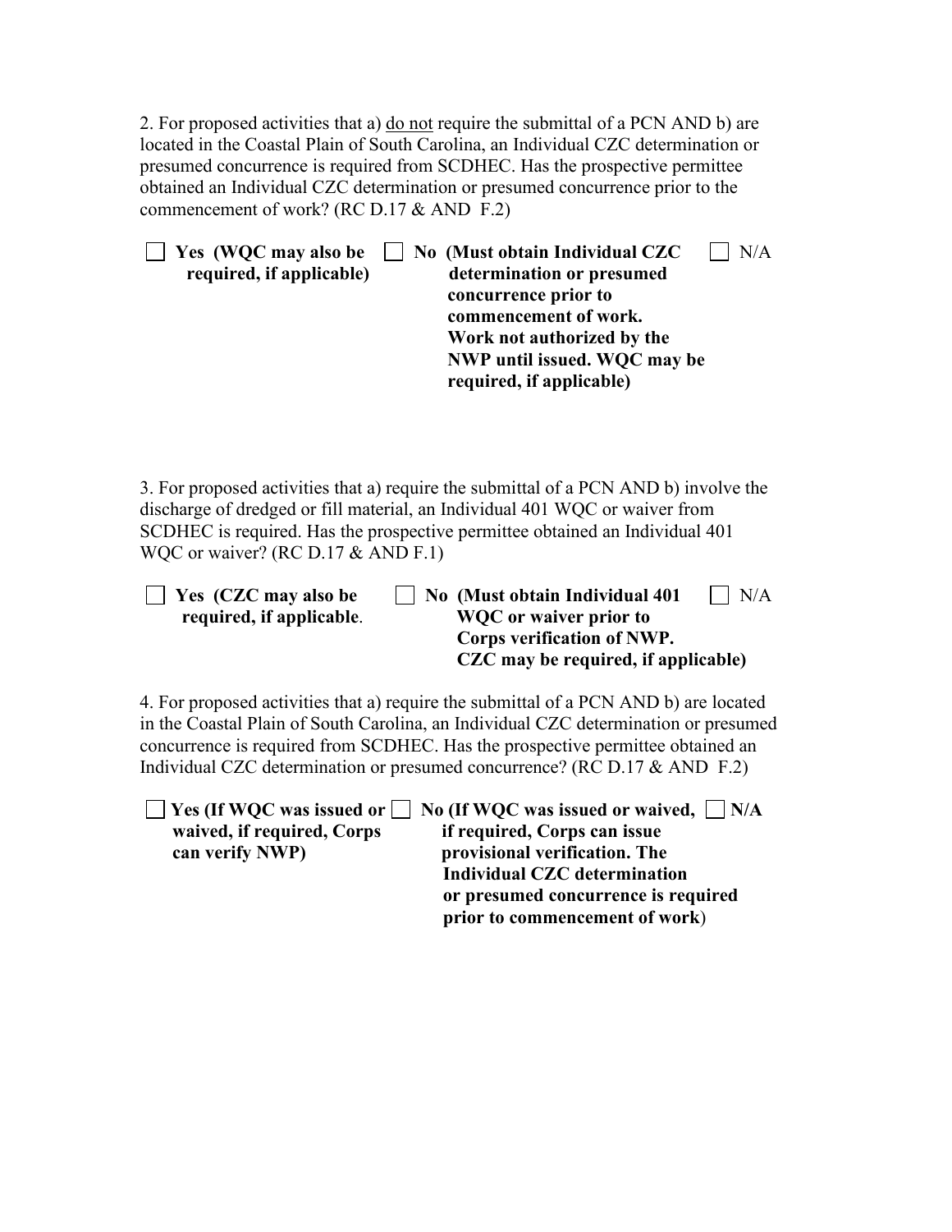2. For proposed activities that a) <u>do not</u> require the submittal of a PCN AND b) are located in the Coastal Plain of South Carolina, an Individual CZC determination or presumed concurrence is required from SCDHEC. Has the prospective permittee obtained an Individual CZC determination or presumed concurrence prior to the commencement of work? (RC D.17 & AND F.2)

☐ **Yes (WQC may also be required, if applicable)** ☐ **No (Must obtain Individual CZC determination or presumed concurrence prior to commencement of work. Work not authorized by the NWP until issued. WQC may be required, if applicable)** ☐ N/A

3. For proposed activities that a) require the submittal of a PCN AND b) involve the discharge of dredged or fill material, an Individual 401 WQC or waiver from SCDHEC is required. Has the prospective permittee obtained an Individual 401 WQC or waiver? (RC D.17 & AND F.1)

☐ **Yes (CZC may also be required, if applicable**. ☐ **No (Must obtain Individual 401 WQC or waiver prior to Corps verification of NWP. CZC may be required, if applicable)** ☐ N/A

4. For proposed activities that a) require the submittal of a PCN AND b) are located in the Coastal Plain of South Carolina, an Individual CZC determination or presumed concurrence is required from SCDHEC. Has the prospective permittee obtained an Individual CZC determination or presumed concurrence? (RC D.17 & AND F.2)

☐ **Yes (If WQC was issued or waived, if required, Corps can verify NWP)** ☐ **No (If WQC was issued or waived, if required, Corps can issue provisional verification. The Individual CZC determination or presumed concurrence is required prior to commencement of work**) ☐ **N/A**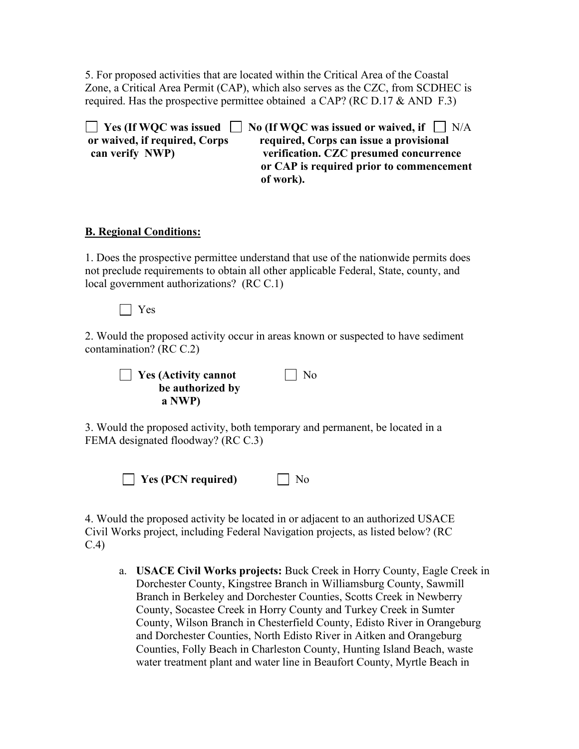5. For proposed activities that are located within the Critical Area of the Coastal Zone, a Critical Area Permit (CAP), which also serves as the CZC, from SCDHEC is required. Has the prospective permittee obtained a CAP? (RC D.17 & AND F.3)

☐ **Yes (If WQC was issued or waived, if required, Corps can verify NWP)** ☐ **No (If WQC was issued or waived, if required, Corps can issue a provisional verification. CZC presumed concurrence or CAP is required prior to commencement of work).** ☐ N/A

**B. Regional Conditions:**

1. Does the prospective permittee understand that use of the nationwide permits does not preclude requirements to obtain all other applicable Federal, State, county, and local government authorizations? (RC C.1)

☐ Yes

2. Would the proposed activity occur in areas known or suspected to have sediment contamination? (RC C.2)

☐ **Yes (Activity cannot be authorized by a NWP)** ☐ No

3. Would the proposed activity, both temporary and permanent, be located in a FEMA designated floodway? (RC C.3)

☐ **Yes (PCN required)** ☐ No

4. Would the proposed activity be located in or adjacent to an authorized USACE Civil Works project, including Federal Navigation projects, as listed below? (RC C.4)

a. **USACE Civil Works projects:** Buck Creek in Horry County, Eagle Creek in Dorchester County, Kingstree Branch in Williamsburg County, Sawmill Branch in Berkeley and Dorchester Counties, Scotts Creek in Newberry County, Socastee Creek in Horry County and Turkey Creek in Sumter County, Wilson Branch in Chesterfield County, Edisto River in Orangeburg and Dorchester Counties, North Edisto River in Aitken and Orangeburg Counties, Folly Beach in Charleston County, Hunting Island Beach, waste water treatment plant and water line in Beaufort County, Myrtle Beach in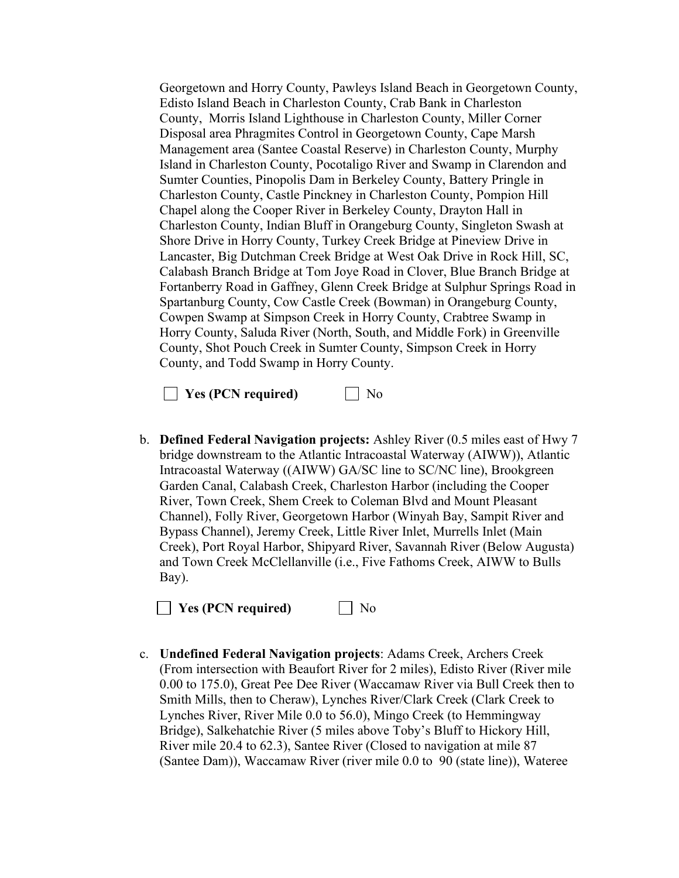Georgetown and Horry County, Pawleys Island Beach in Georgetown County, Edisto Island Beach in Charleston County, Crab Bank in Charleston County, Morris Island Lighthouse in Charleston County, Miller Corner Disposal area Phragmites Control in Georgetown County, Cape Marsh Management area (Santee Coastal Reserve) in Charleston County, Murphy Island in Charleston County, Pocotaligo River and Swamp in Clarendon and Sumter Counties, Pinopolis Dam in Berkeley County, Battery Pringle in Charleston County, Castle Pinckney in Charleston County, Pompion Hill Chapel along the Cooper River in Berkeley County, Drayton Hall in Charleston County, Indian Bluff in Orangeburg County, Singleton Swash at Shore Drive in Horry County, Turkey Creek Bridge at Pineview Drive in Lancaster, Big Dutchman Creek Bridge at West Oak Drive in Rock Hill, SC, Calabash Branch Bridge at Tom Joye Road in Clover, Blue Branch Bridge at Fortanberry Road in Gaffney, Glenn Creek Bridge at Sulphur Springs Road in Spartanburg County, Cow Castle Creek (Bowman) in Orangeburg County, Cowpen Swamp at Simpson Creek in Horry County, Crabtree Swamp in Horry County, Saluda River (North, South, and Middle Fork) in Greenville County, Shot Pouch Creek in Sumter County, Simpson Creek in Horry County, and Todd Swamp in Horry County.

☐ **Yes (PCN required)** ☐ No

b. **Defined Federal Navigation projects:** Ashley River (0.5 miles east of Hwy 7 bridge downstream to the Atlantic Intracoastal Waterway (AIWW)), Atlantic Intracoastal Waterway ((AIWW) GA/SC line to SC/NC line), Brookgreen Garden Canal, Calabash Creek, Charleston Harbor (including the Cooper River, Town Creek, Shem Creek to Coleman Blvd and Mount Pleasant Channel), Folly River, Georgetown Harbor (Winyah Bay, Sampit River and Bypass Channel), Jeremy Creek, Little River Inlet, Murrells Inlet (Main Creek), Port Royal Harbor, Shipyard River, Savannah River (Below Augusta) and Town Creek McClellanville (i.e., Five Fathoms Creek, AIWW to Bulls Bay).

☐ **Yes (PCN required)** ☐ No

c. **Undefined Federal Navigation projects**: Adams Creek, Archers Creek (From intersection with Beaufort River for 2 miles), Edisto River (River mile 0.00 to 175.0), Great Pee Dee River (Waccamaw River via Bull Creek then to Smith Mills, then to Cheraw), Lynches River/Clark Creek (Clark Creek to Lynches River, River Mile 0.0 to 56.0), Mingo Creek (to Hemmingway Bridge), Salkehatchie River (5 miles above Toby's Bluff to Hickory Hill, River mile 20.4 to 62.3), Santee River (Closed to navigation at mile 87 (Santee Dam)), Waccamaw River (river mile 0.0 to 90 (state line)), Wateree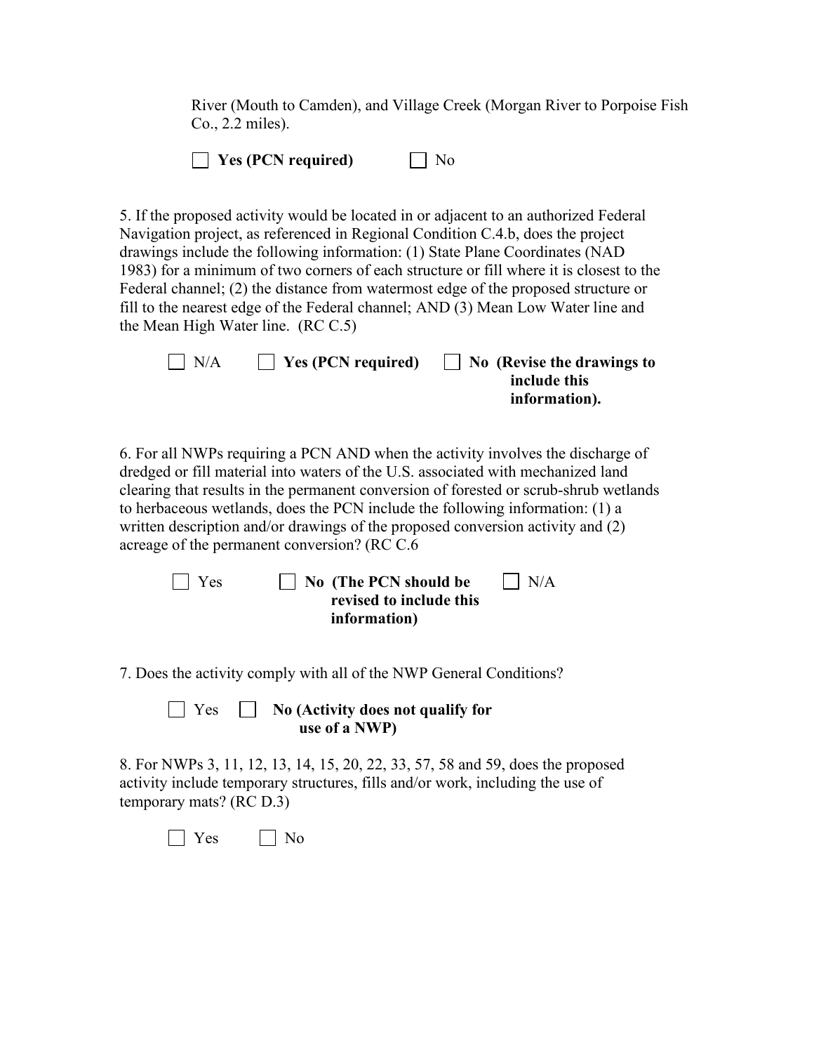River (Mouth to Camden), and Village Creek (Morgan River to Porpoise Fish Co., 2.2 miles).

☐ **Yes (PCN required)**  ☐ No

5. If the proposed activity would be located in or adjacent to an authorized Federal Navigation project, as referenced in Regional Condition C.4.b, does the project drawings include the following information: (1) State Plane Coordinates (NAD 1983) for a minimum of two corners of each structure or fill where it is closest to the Federal channel; (2) the distance from watermost edge of the proposed structure or fill to the nearest edge of the Federal channel; AND (3) Mean Low Water line and the Mean High Water line. (RC C.5)

☐ N/A  ☐ **Yes (PCN required)**  ☐ **No (Revise the drawings to include this information).**

6. For all NWPs requiring a PCN AND when the activity involves the discharge of dredged or fill material into waters of the U.S. associated with mechanized land clearing that results in the permanent conversion of forested or scrub-shrub wetlands to herbaceous wetlands, does the PCN include the following information: (1) a written description and/or drawings of the proposed conversion activity and (2) acreage of the permanent conversion? (RC C.6

☐ Yes  ☐ **No (The PCN should be revised to include this information)**  ☐ N/A

7. Does the activity comply with all of the NWP General Conditions?

☐ Yes  ☐ **No (Activity does not qualify for use of a NWP)**

8. For NWPs 3, 11, 12, 13, 14, 15, 20, 22, 33, 57, 58 and 59, does the proposed activity include temporary structures, fills and/or work, including the use of temporary mats? (RC D.3)

☐ Yes  ☐ No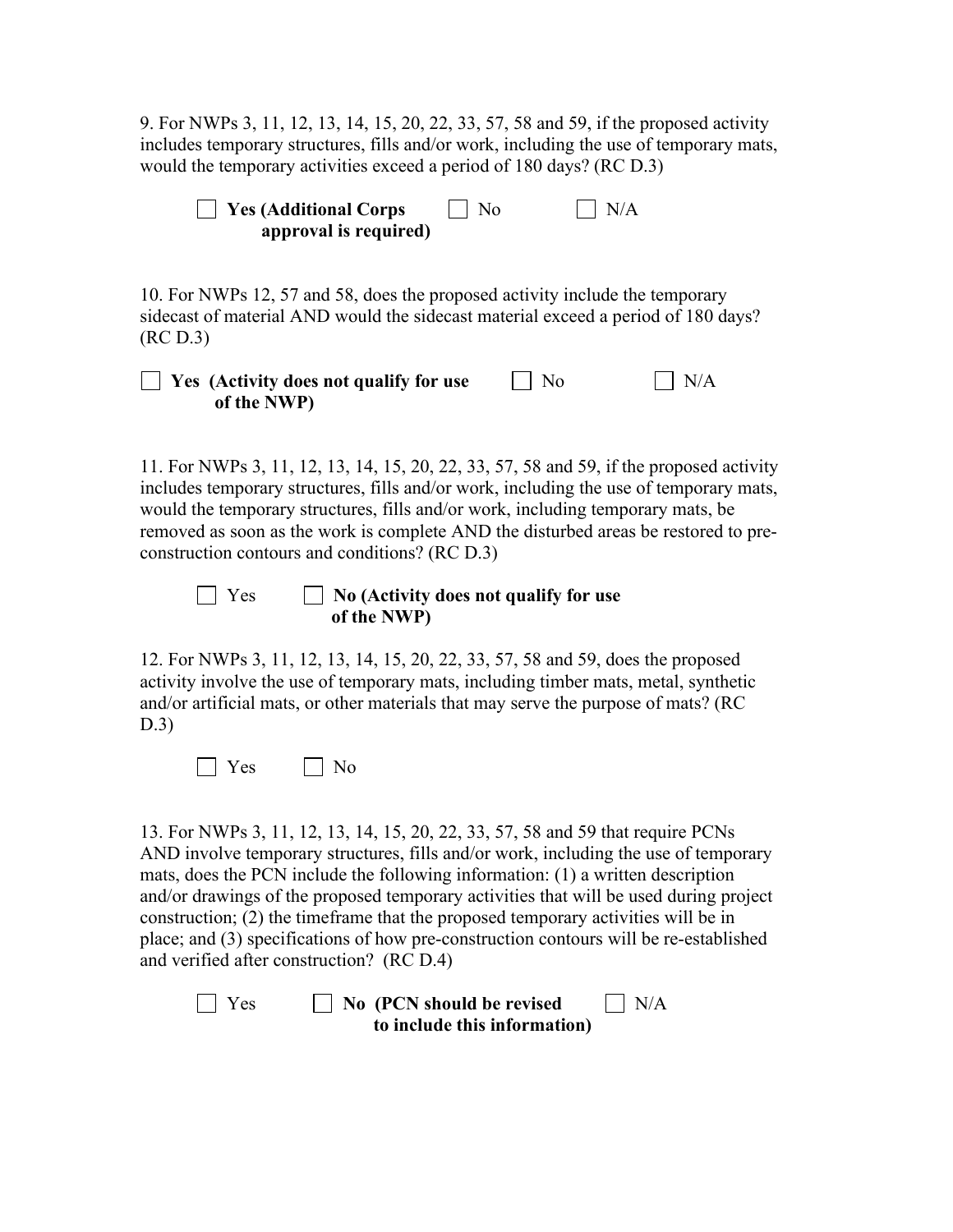9. For NWPs 3, 11, 12, 13, 14, 15, 20, 22, 33, 57, 58 and 59, if the proposed activity includes temporary structures, fills and/or work, including the use of temporary mats, would the temporary activities exceed a period of 180 days? (RC D.3)

☐ **Yes (Additional Corps approval is required)** ☐ No ☐ N/A

10. For NWPs 12, 57 and 58, does the proposed activity include the temporary sidecast of material AND would the sidecast material exceed a period of 180 days? (RC D.3)

☐ **Yes (Activity does not qualify for use of the NWP)** ☐ No ☐ N/A

11. For NWPs 3, 11, 12, 13, 14, 15, 20, 22, 33, 57, 58 and 59, if the proposed activity includes temporary structures, fills and/or work, including the use of temporary mats, would the temporary structures, fills and/or work, including temporary mats, be removed as soon as the work is complete AND the disturbed areas be restored to pre-construction contours and conditions? (RC D.3)

☐ Yes ☐ **No (Activity does not qualify for use of the NWP)**

12. For NWPs 3, 11, 12, 13, 14, 15, 20, 22, 33, 57, 58 and 59, does the proposed activity involve the use of temporary mats, including timber mats, metal, synthetic and/or artificial mats, or other materials that may serve the purpose of mats? (RC D.3)

☐ Yes ☐ No

13. For NWPs 3, 11, 12, 13, 14, 15, 20, 22, 33, 57, 58 and 59 that require PCNs AND involve temporary structures, fills and/or work, including the use of temporary mats, does the PCN include the following information: (1) a written description and/or drawings of the proposed temporary activities that will be used during project construction; (2) the timeframe that the proposed temporary activities will be in place; and (3) specifications of how pre-construction contours will be re-established and verified after construction? (RC D.4)

☐ Yes ☐ **No (PCN should be revised to include this information)** ☐ N/A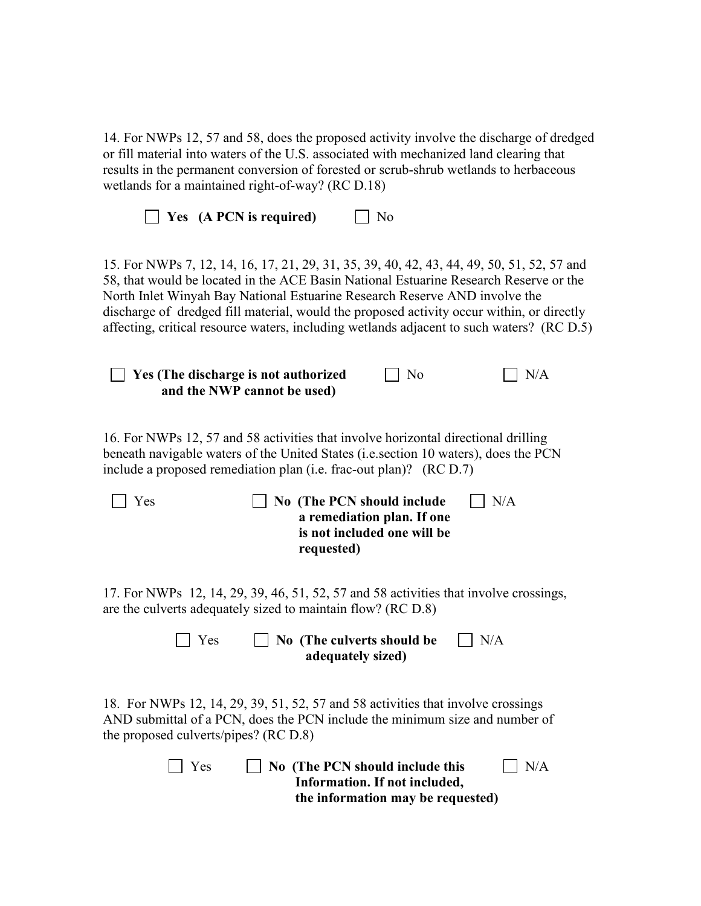14. For NWPs 12, 57 and 58, does the proposed activity involve the discharge of dredged or fill material into waters of the U.S. associated with mechanized land clearing that results in the permanent conversion of forested or scrub-shrub wetlands to herbaceous wetlands for a maintained right-of-way? (RC D.18)

☐ **Yes (A PCN is required)** ☐ No

15. For NWPs 7, 12, 14, 16, 17, 21, 29, 31, 35, 39, 40, 42, 43, 44, 49, 50, 51, 52, 57 and 58, that would be located in the ACE Basin National Estuarine Research Reserve or the North Inlet Winyah Bay National Estuarine Research Reserve AND involve the discharge of dredged fill material, would the proposed activity occur within, or directly affecting, critical resource waters, including wetlands adjacent to such waters? (RC D.5)

☐ **Yes (The discharge is not authorized and the NWP cannot be used)** ☐ No ☐ N/A

16. For NWPs 12, 57 and 58 activities that involve horizontal directional drilling beneath navigable waters of the United States (i.e.section 10 waters), does the PCN include a proposed remediation plan (i.e. frac-out plan)? (RC D.7)

☐ Yes ☐ **No (The PCN should include a remediation plan. If one is not included one will be requested)** ☐ N/A

17. For NWPs 12, 14, 29, 39, 46, 51, 52, 57 and 58 activities that involve crossings, are the culverts adequately sized to maintain flow? (RC D.8)

☐ Yes ☐ **No (The culverts should be adequately sized)** ☐ N/A

18. For NWPs 12, 14, 29, 39, 51, 52, 57 and 58 activities that involve crossings AND submittal of a PCN, does the PCN include the minimum size and number of the proposed culverts/pipes? (RC D.8)

☐ Yes ☐ **No (The PCN should include this Information. If not included, the information may be requested)** ☐ N/A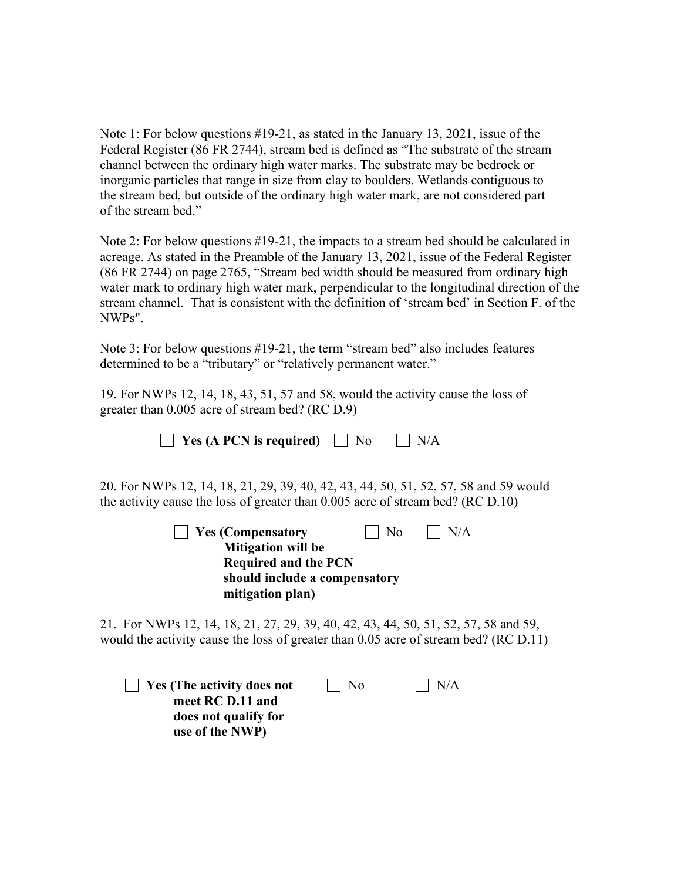Note 1: For below questions #19-21, as stated in the January 13, 2021, issue of the Federal Register (86 FR 2744), stream bed is defined as "The substrate of the stream channel between the ordinary high water marks. The substrate may be bedrock or inorganic particles that range in size from clay to boulders. Wetlands contiguous to the stream bed, but outside of the ordinary high water mark, are not considered part of the stream bed."

Note 2: For below questions #19-21, the impacts to a stream bed should be calculated in acreage. As stated in the Preamble of the January 13, 2021, issue of the Federal Register (86 FR 2744) on page 2765, "Stream bed width should be measured from ordinary high water mark to ordinary high water mark, perpendicular to the longitudinal direction of the stream channel. That is consistent with the definition of 'stream bed' in Section F. of the NWPs".

Note 3: For below questions #19-21, the term "stream bed" also includes features determined to be a "tributary" or "relatively permanent water."

19. For NWPs 12, 14, 18, 43, 51, 57 and 58, would the activity cause the loss of greater than 0.005 acre of stream bed? (RC D.9)

☐ **Yes (A PCN is required)** ☐ No ☐ N/A

20. For NWPs 12, 14, 18, 21, 29, 39, 40, 42, 43, 44, 50, 51, 52, 57, 58 and 59 would the activity cause the loss of greater than 0.005 acre of stream bed? (RC D.10)

☐ **Yes (Compensatory Mitigation will be Required and the PCN should include a compensatory mitigation plan)** ☐ No ☐ N/A

21. For NWPs 12, 14, 18, 21, 27, 29, 39, 40, 42, 43, 44, 50, 51, 52, 57, 58 and 59, would the activity cause the loss of greater than 0.05 acre of stream bed? (RC D.11)

☐ **Yes (The activity does not meet RC D.11 and does not qualify for use of the NWP)** ☐ No ☐ N/A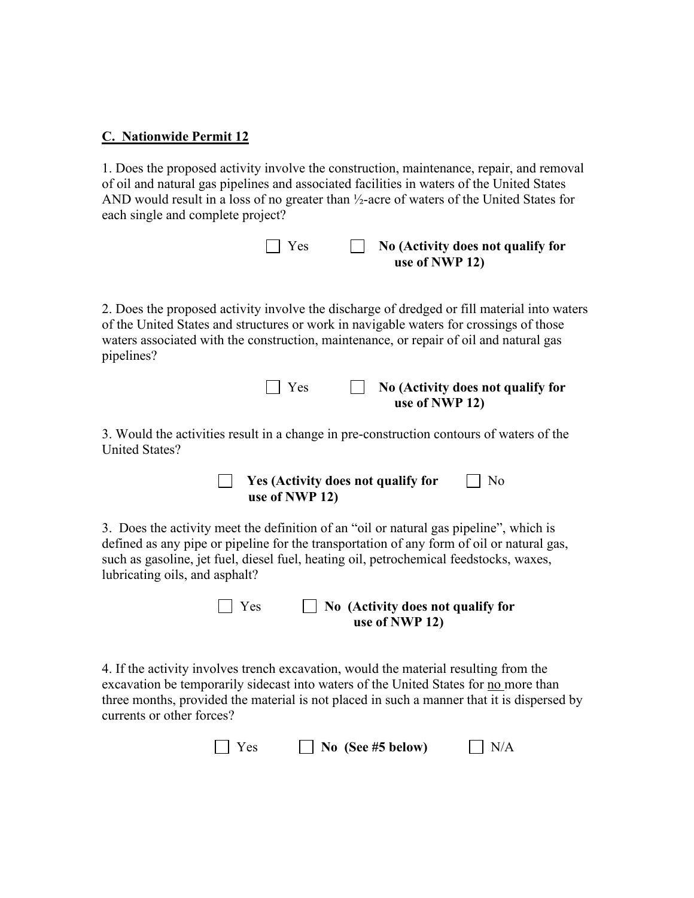**C. Nationwide Permit 12**

1. Does the proposed activity involve the construction, maintenance, repair, and removal of oil and natural gas pipelines and associated facilities in waters of the United States AND would result in a loss of no greater than ½-acre of waters of the United States for each single and complete project?

☐ Yes ☐ **No (Activity does not qualify for use of NWP 12)**

2. Does the proposed activity involve the discharge of dredged or fill material into waters of the United States and structures or work in navigable waters for crossings of those waters associated with the construction, maintenance, or repair of oil and natural gas pipelines?

☐ Yes ☐ **No (Activity does not qualify for use of NWP 12)**

3. Would the activities result in a change in pre-construction contours of waters of the United States?

☐ **Yes (Activity does not qualify for use of NWP 12)** ☐ No

3. Does the activity meet the definition of an "oil or natural gas pipeline", which is defined as any pipe or pipeline for the transportation of any form of oil or natural gas, such as gasoline, jet fuel, diesel fuel, heating oil, petrochemical feedstocks, waxes, lubricating oils, and asphalt?

☐ Yes ☐ **No (Activity does not qualify for use of NWP 12)**

4. If the activity involves trench excavation, would the material resulting from the excavation be temporarily sidecast into waters of the United States for <u>no</u> more than three months, provided the material is not placed in such a manner that it is dispersed by currents or other forces?

☐ Yes ☐ **No (See #5 below)** ☐ N/A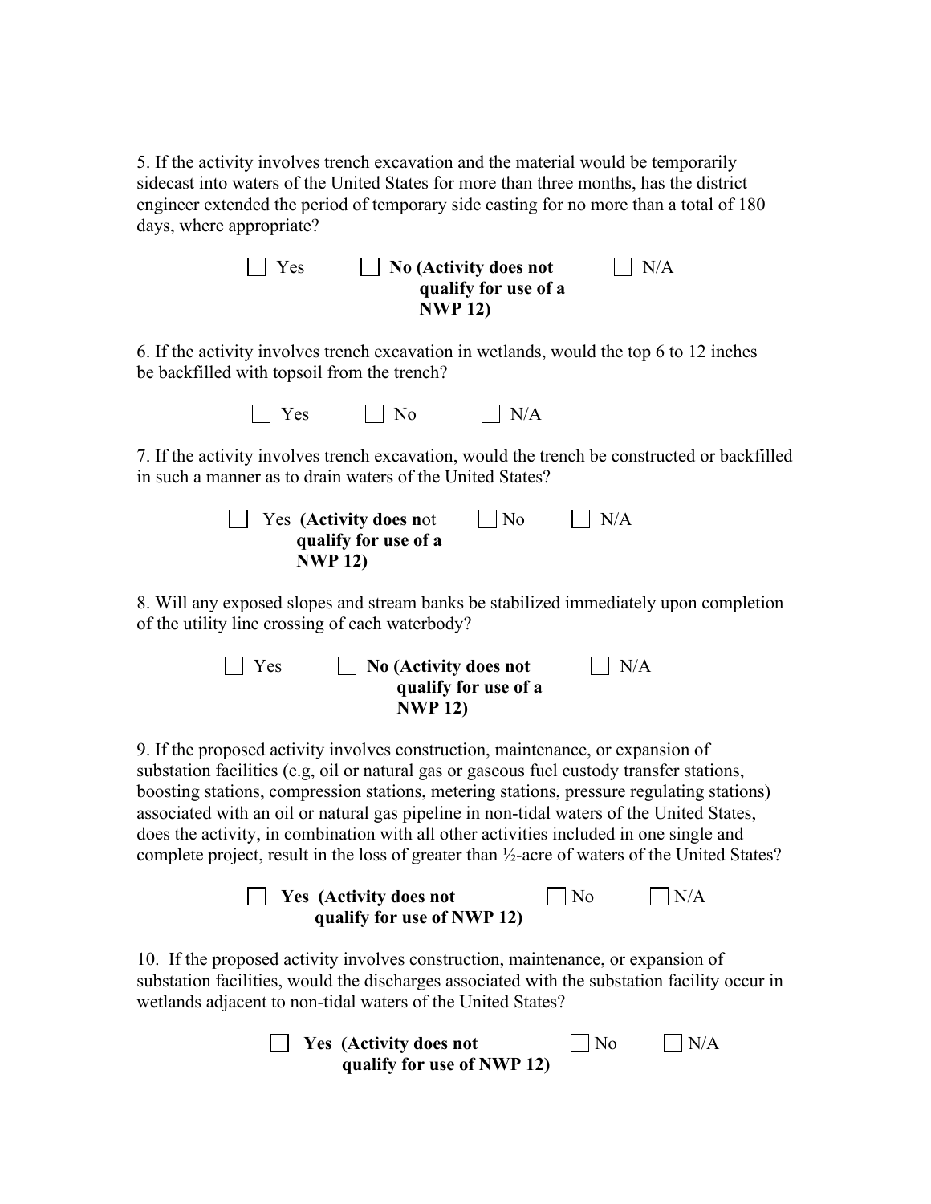5. If the activity involves trench excavation and the material would be temporarily sidecast into waters of the United States for more than three months, has the district engineer extended the period of temporary side casting for no more than a total of 180 days, where appropriate?

☐ Yes ☐ **No (Activity does not qualify for use of a NWP 12)** ☐ N/A

6. If the activity involves trench excavation in wetlands, would the top 6 to 12 inches be backfilled with topsoil from the trench?

☐ Yes ☐ No ☐ N/A

7. If the activity involves trench excavation, would the trench be constructed or backfilled in such a manner as to drain waters of the United States?

☐ Yes **(Activity does n**ot **qualify for use of a NWP 12)** ☐ No ☐ N/A

8. Will any exposed slopes and stream banks be stabilized immediately upon completion of the utility line crossing of each waterbody?

☐ Yes ☐ **No (Activity does not qualify for use of a NWP 12)** ☐ N/A

9. If the proposed activity involves construction, maintenance, or expansion of substation facilities (e.g, oil or natural gas or gaseous fuel custody transfer stations, boosting stations, compression stations, metering stations, pressure regulating stations) associated with an oil or natural gas pipeline in non-tidal waters of the United States, does the activity, in combination with all other activities included in one single and complete project, result in the loss of greater than ½-acre of waters of the United States?

☐ **Yes (Activity does not qualify for use of NWP 12)** ☐ No ☐ N/A

10. If the proposed activity involves construction, maintenance, or expansion of substation facilities, would the discharges associated with the substation facility occur in wetlands adjacent to non-tidal waters of the United States?

☐ **Yes (Activity does not qualify for use of NWP 12)** ☐ No ☐ N/A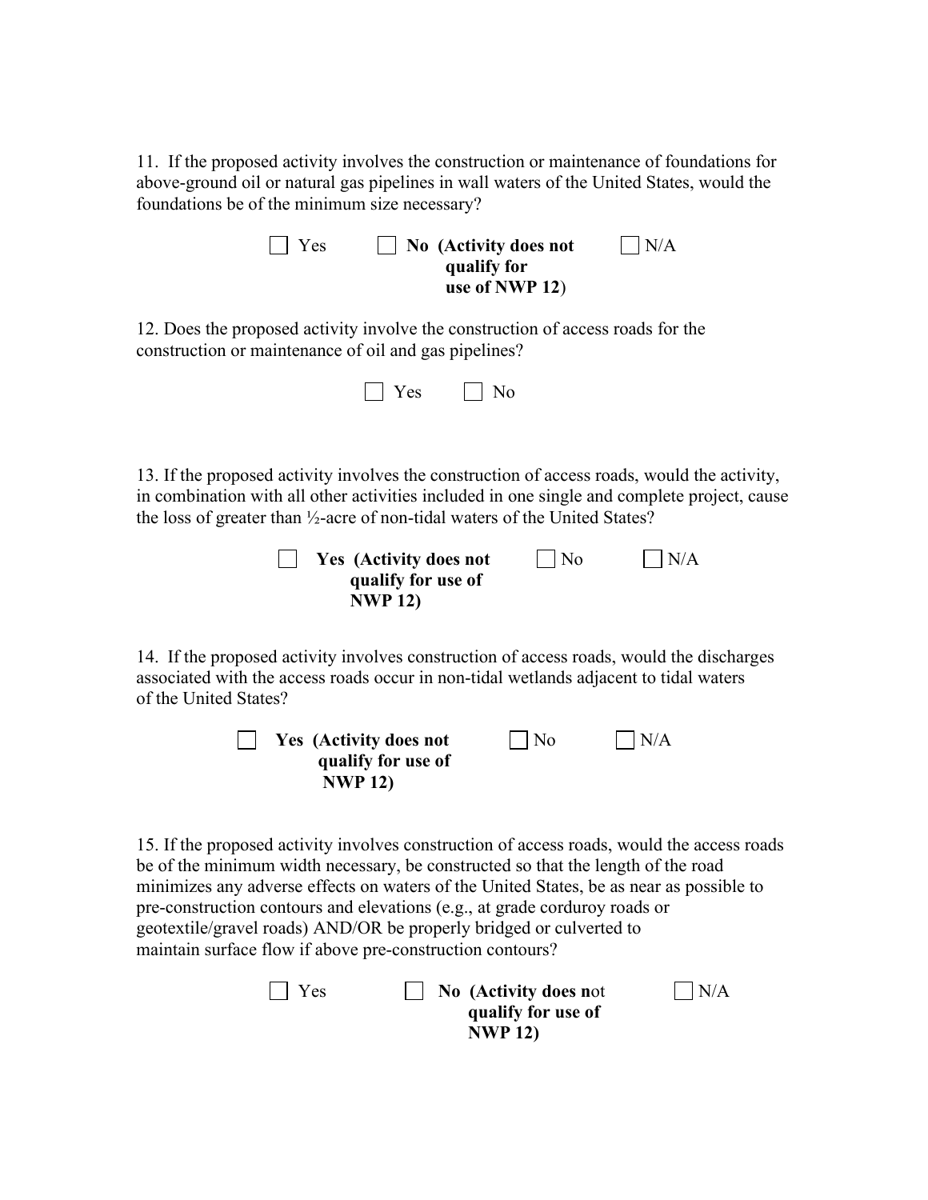11. If the proposed activity involves the construction or maintenance of foundations for above-ground oil or natural gas pipelines in wall waters of the United States, would the foundations be of the minimum size necessary?

☐ Yes ☐ **No (Activity does not qualify for use of NWP 12)** ☐ N/A

12. Does the proposed activity involve the construction of access roads for the construction or maintenance of oil and gas pipelines?

☐ Yes ☐ No

13. If the proposed activity involves the construction of access roads, would the activity, in combination with all other activities included in one single and complete project, cause the loss of greater than ½-acre of non-tidal waters of the United States?

☐ **Yes (Activity does not qualify for use of NWP 12)** ☐ No ☐ N/A

14. If the proposed activity involves construction of access roads, would the discharges associated with the access roads occur in non-tidal wetlands adjacent to tidal waters of the United States?

☐ **Yes (Activity does not qualify for use of NWP 12)** ☐ No ☐ N/A

15. If the proposed activity involves construction of access roads, would the access roads be of the minimum width necessary, be constructed so that the length of the road minimizes any adverse effects on waters of the United States, be as near as possible to pre-construction contours and elevations (e.g., at grade corduroy roads or geotextile/gravel roads) AND/OR be properly bridged or culverted to maintain surface flow if above pre-construction contours?

☐ Yes ☐ **No (Activity does not qualify for use of NWP 12)** ☐ N/A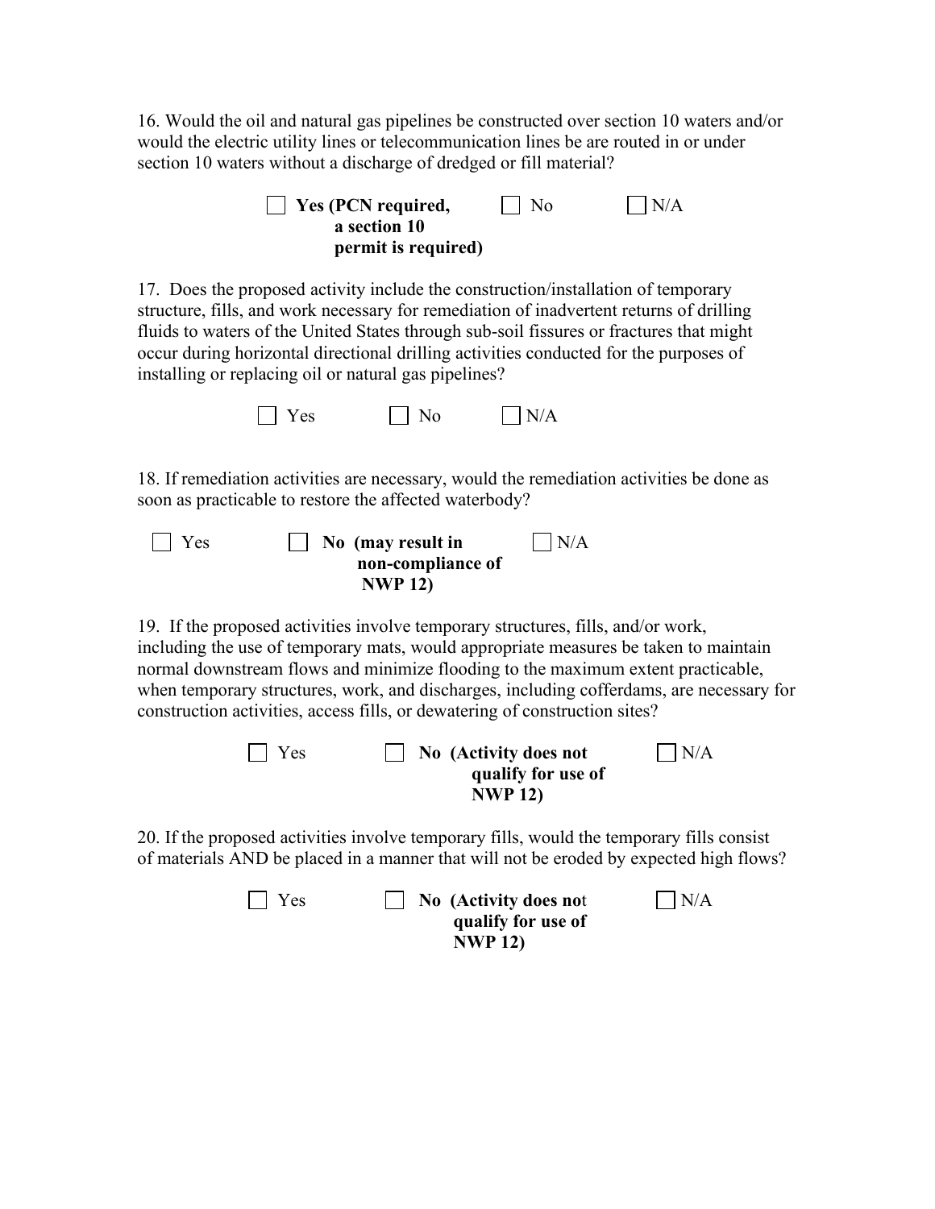16. Would the oil and natural gas pipelines be constructed over section 10 waters and/or would the electric utility lines or telecommunication lines be are routed in or under section 10 waters without a discharge of dredged or fill material?

☐ **Yes (PCN required, a section 10 permit is required)** ☐ No ☐ N/A

17. Does the proposed activity include the construction/installation of temporary structure, fills, and work necessary for remediation of inadvertent returns of drilling fluids to waters of the United States through sub-soil fissures or fractures that might occur during horizontal directional drilling activities conducted for the purposes of installing or replacing oil or natural gas pipelines?

☐ Yes ☐ No ☐ N/A

18. If remediation activities are necessary, would the remediation activities be done as soon as practicable to restore the affected waterbody?

☐ Yes ☐ **No (may result in non-compliance of NWP 12)** ☐ N/A

19. If the proposed activities involve temporary structures, fills, and/or work, including the use of temporary mats, would appropriate measures be taken to maintain normal downstream flows and minimize flooding to the maximum extent practicable, when temporary structures, work, and discharges, including cofferdams, are necessary for construction activities, access fills, or dewatering of construction sites?

☐ Yes ☐ **No (Activity does not qualify for use of NWP 12)** ☐ N/A

20. If the proposed activities involve temporary fills, would the temporary fills consist of materials AND be placed in a manner that will not be eroded by expected high flows?

☐ Yes ☐ **No (Activity does not qualify for use of NWP 12)** ☐ N/A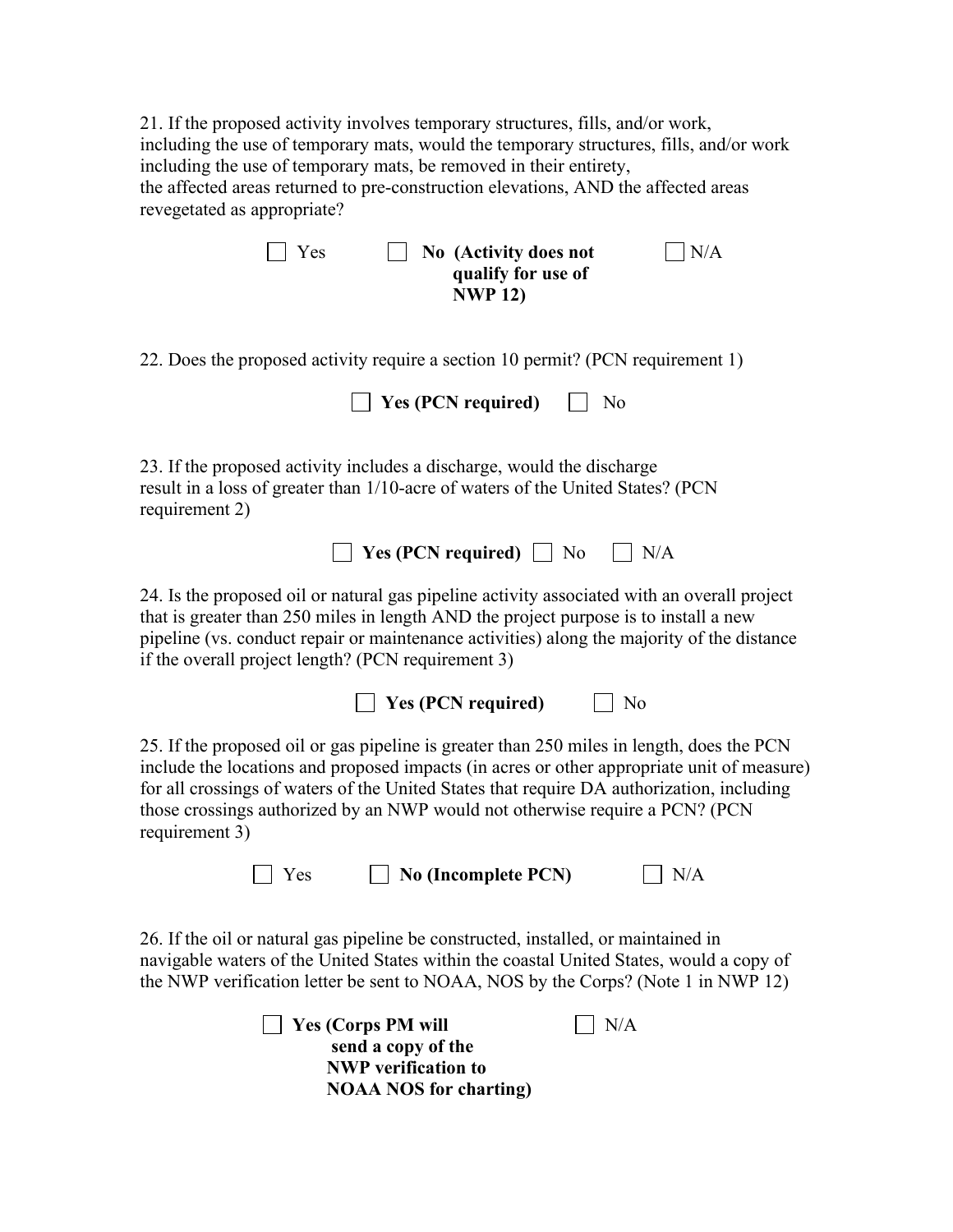21. If the proposed activity involves temporary structures, fills, and/or work, including the use of temporary mats, would the temporary structures, fills, and/or work including the use of temporary mats, be removed in their entirety, the affected areas returned to pre-construction elevations, AND the affected areas revegetated as appropriate?

☐ Yes ☐ **No (Activity does not qualify for use of NWP 12)** ☐ N/A

22. Does the proposed activity require a section 10 permit? (PCN requirement 1)

☐ **Yes (PCN required)** ☐ No

23. If the proposed activity includes a discharge, would the discharge result in a loss of greater than 1/10-acre of waters of the United States? (PCN requirement 2)

☐ **Yes (PCN required)** ☐ No ☐ N/A

24. Is the proposed oil or natural gas pipeline activity associated with an overall project that is greater than 250 miles in length AND the project purpose is to install a new pipeline (vs. conduct repair or maintenance activities) along the majority of the distance if the overall project length? (PCN requirement 3)

☐ **Yes (PCN required)** ☐ No

25. If the proposed oil or gas pipeline is greater than 250 miles in length, does the PCN include the locations and proposed impacts (in acres or other appropriate unit of measure) for all crossings of waters of the United States that require DA authorization, including those crossings authorized by an NWP would not otherwise require a PCN? (PCN requirement 3)

☐ Yes ☐ **No (Incomplete PCN)** ☐ N/A

26. If the oil or natural gas pipeline be constructed, installed, or maintained in navigable waters of the United States within the coastal United States, would a copy of the NWP verification letter be sent to NOAA, NOS by the Corps? (Note 1 in NWP 12)

☐ **Yes (Corps PM will send a copy of the NWP verification to NOAA NOS for charting)** ☐ N/A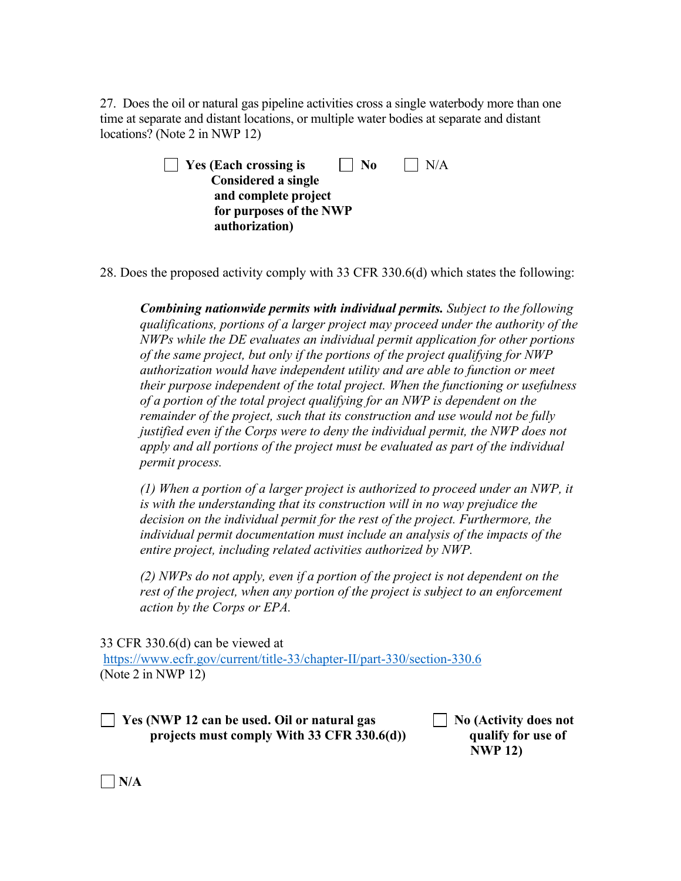27. Does the oil or natural gas pipeline activities cross a single waterbody more than one time at separate and distant locations, or multiple water bodies at separate and distant locations? (Note 2 in NWP 12)

☐ **Yes (Each crossing is Considered a single and complete project for purposes of the NWP authorization)** ☐ **No** ☐ N/A

28. Does the proposed activity comply with 33 CFR 330.6(d) which states the following:

> ***Combining nationwide permits with individual permits.*** *Subject to the following qualifications, portions of a larger project may proceed under the authority of the NWPs while the DE evaluates an individual permit application for other portions of the same project, but only if the portions of the project qualifying for NWP authorization would have independent utility and are able to function or meet their purpose independent of the total project. When the functioning or usefulness of a portion of the total project qualifying for an NWP is dependent on the remainder of the project, such that its construction and use would not be fully justified even if the Corps were to deny the individual permit, the NWP does not apply and all portions of the project must be evaluated as part of the individual permit process.*
>
> *(1) When a portion of a larger project is authorized to proceed under an NWP, it is with the understanding that its construction will in no way prejudice the decision on the individual permit for the rest of the project. Furthermore, the individual permit documentation must include an analysis of the impacts of the entire project, including related activities authorized by NWP.*
>
> *(2) NWPs do not apply, even if a portion of the project is not dependent on the rest of the project, when any portion of the project is subject to an enforcement action by the Corps or EPA.*

33 CFR 330.6(d) can be viewed at https://www.ecfr.gov/current/title-33/chapter-II/part-330/section-330.6 (Note 2 in NWP 12)

☐ **Yes (NWP 12 can be used. Oil or natural gas projects must comply With 33 CFR 330.6(d))** ☐ **No (Activity does not qualify for use of NWP 12)**

☐ **N/A**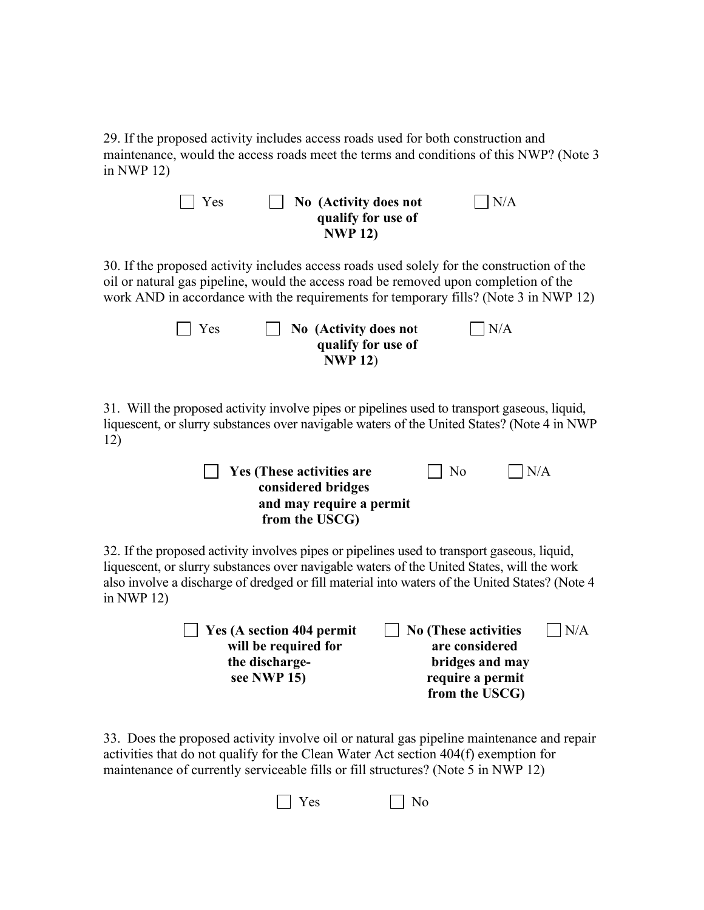29. If the proposed activity includes access roads used for both construction and maintenance, would the access roads meet the terms and conditions of this NWP? (Note 3 in NWP 12)

☐ Yes ☐ **No (Activity does not qualify for use of NWP 12)** ☐ N/A

30. If the proposed activity includes access roads used solely for the construction of the oil or natural gas pipeline, would the access road be removed upon completion of the work AND in accordance with the requirements for temporary fills? (Note 3 in NWP 12)

☐ Yes ☐ **No (Activity does not qualify for use of NWP 12)** ☐ N/A

31. Will the proposed activity involve pipes or pipelines used to transport gaseous, liquid, liquescent, or slurry substances over navigable waters of the United States? (Note 4 in NWP 12)

☐ **Yes (These activities are considered bridges and may require a permit from the USCG)** ☐ No ☐ N/A

32. If the proposed activity involves pipes or pipelines used to transport gaseous, liquid, liquescent, or slurry substances over navigable waters of the United States, will the work also involve a discharge of dredged or fill material into waters of the United States? (Note 4 in NWP 12)

☐ **Yes (A section 404 permit will be required for the discharge- see NWP 15)** ☐ **No (These activities are considered bridges and may require a permit from the USCG)** ☐ N/A

33. Does the proposed activity involve oil or natural gas pipeline maintenance and repair activities that do not qualify for the Clean Water Act section 404(f) exemption for maintenance of currently serviceable fills or fill structures? (Note 5 in NWP 12)

☐ Yes ☐ No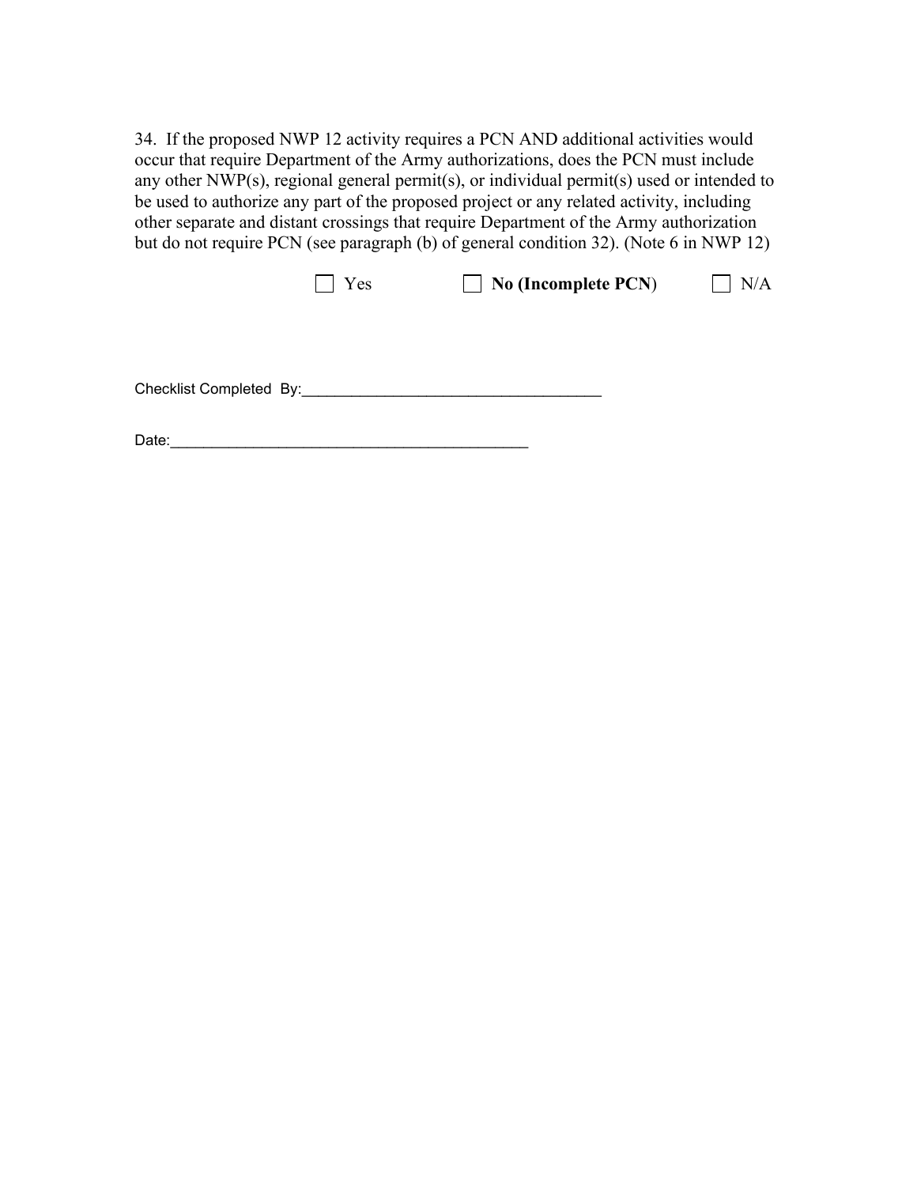34. If the proposed NWP 12 activity requires a PCN AND additional activities would occur that require Department of the Army authorizations, does the PCN must include any other NWP(s), regional general permit(s), or individual permit(s) used or intended to be used to authorize any part of the proposed project or any related activity, including other separate and distant crossings that require Department of the Army authorization but do not require PCN (see paragraph (b) of general condition 32). (Note 6 in NWP 12)

☐ Yes ☐ **No (Incomplete PCN**) ☐ N/A

Checklist Completed By:_____________________________________

Date:_____________________________________________